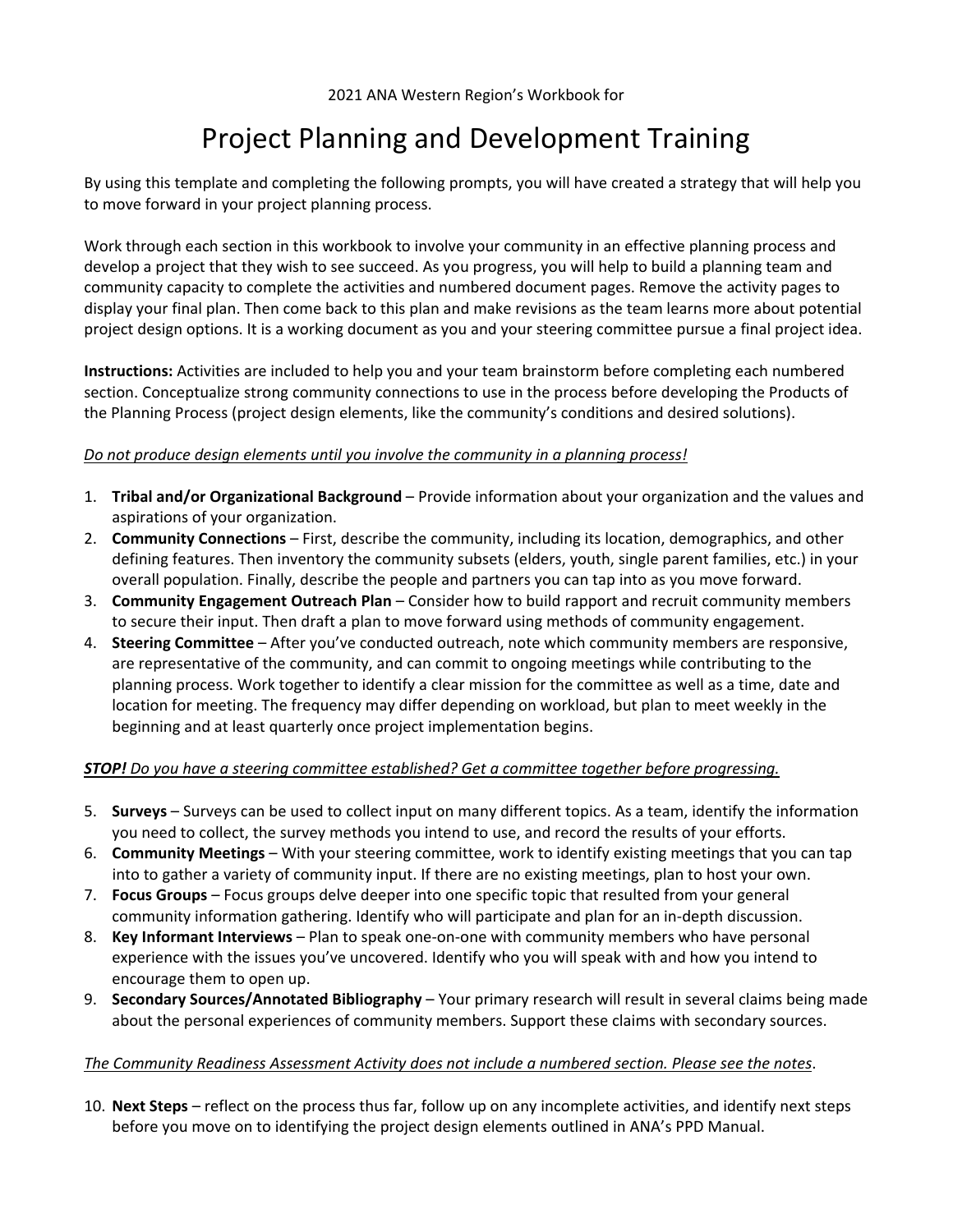2021 ANA Western Region's Workbook for

# Project Planning and Development Training

By using this template and completing the following prompts, you will have created a strategy that will help you to move forward in your project planning process.

Work through each section in this workbook to involve your community in an effective planning process and develop a project that they wish to see succeed. As you progress, you will help to build a planning team and community capacity to complete the activities and numbered document pages. Remove the activity pages to display your final plan. Then come back to this plan and make revisions as the team learns more about potential project design options. It is a working document as you and your steering committee pursue a final project idea.

**Instructions:** Activities are included to help you and your team brainstorm before completing each numbered section. Conceptualize strong community connections to use in the process before developing the Products of the Planning Process (project design elements, like the community's conditions and desired solutions).

<u>*Do not produce design elements until you involve the community in a planning process!*</u>

1. **Tribal and/or Organizational Background** – Provide information about your organization and the values and aspirations of your organization.
2. **Community Connections** – First, describe the community, including its location, demographics, and other defining features. Then inventory the community subsets (elders, youth, single parent families, etc.) in your overall population. Finally, describe the people and partners you can tap into as you move forward.
3. **Community Engagement Outreach Plan** – Consider how to build rapport and recruit community members to secure their input. Then draft a plan to move forward using methods of community engagement.
4. **Steering Committee** – After you've conducted outreach, note which community members are responsive, are representative of the community, and can commit to ongoing meetings while contributing to the planning process. Work together to identify a clear mission for the committee as well as a time, date and location for meeting. The frequency may differ depending on workload, but plan to meet weekly in the beginning and at least quarterly once project implementation begins.

<u>***STOP!** Do you have a steering committee established? Get a committee together before progressing.*</u>

5. **Surveys** – Surveys can be used to collect input on many different topics. As a team, identify the information you need to collect, the survey methods you intend to use, and record the results of your efforts.
6. **Community Meetings** – With your steering committee, work to identify existing meetings that you can tap into to gather a variety of community input. If there are no existing meetings, plan to host your own.
7. **Focus Groups** – Focus groups delve deeper into one specific topic that resulted from your general community information gathering. Identify who will participate and plan for an in-depth discussion.
8. **Key Informant Interviews** – Plan to speak one-on-one with community members who have personal experience with the issues you've uncovered. Identify who you will speak with and how you intend to encourage them to open up.
9. **Secondary Sources/Annotated Bibliography** – Your primary research will result in several claims being made about the personal experiences of community members. Support these claims with secondary sources.

<u>*The Community Readiness Assessment Activity does not include a numbered section. Please see the notes*</u>.

10. **Next Steps** – reflect on the process thus far, follow up on any incomplete activities, and identify next steps before you move on to identifying the project design elements outlined in ANA's PPD Manual.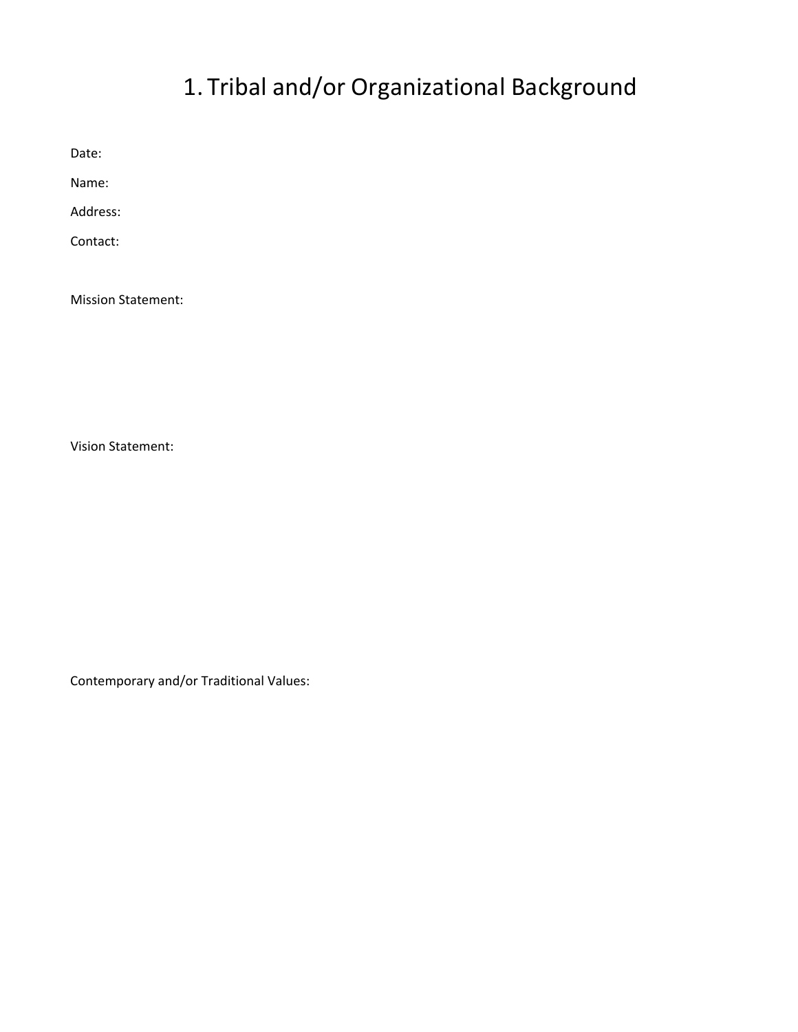# 1. Tribal and/or Organizational Background

Date:

Name:

Address:

Contact:

Mission Statement:

Vision Statement:

Contemporary and/or Traditional Values: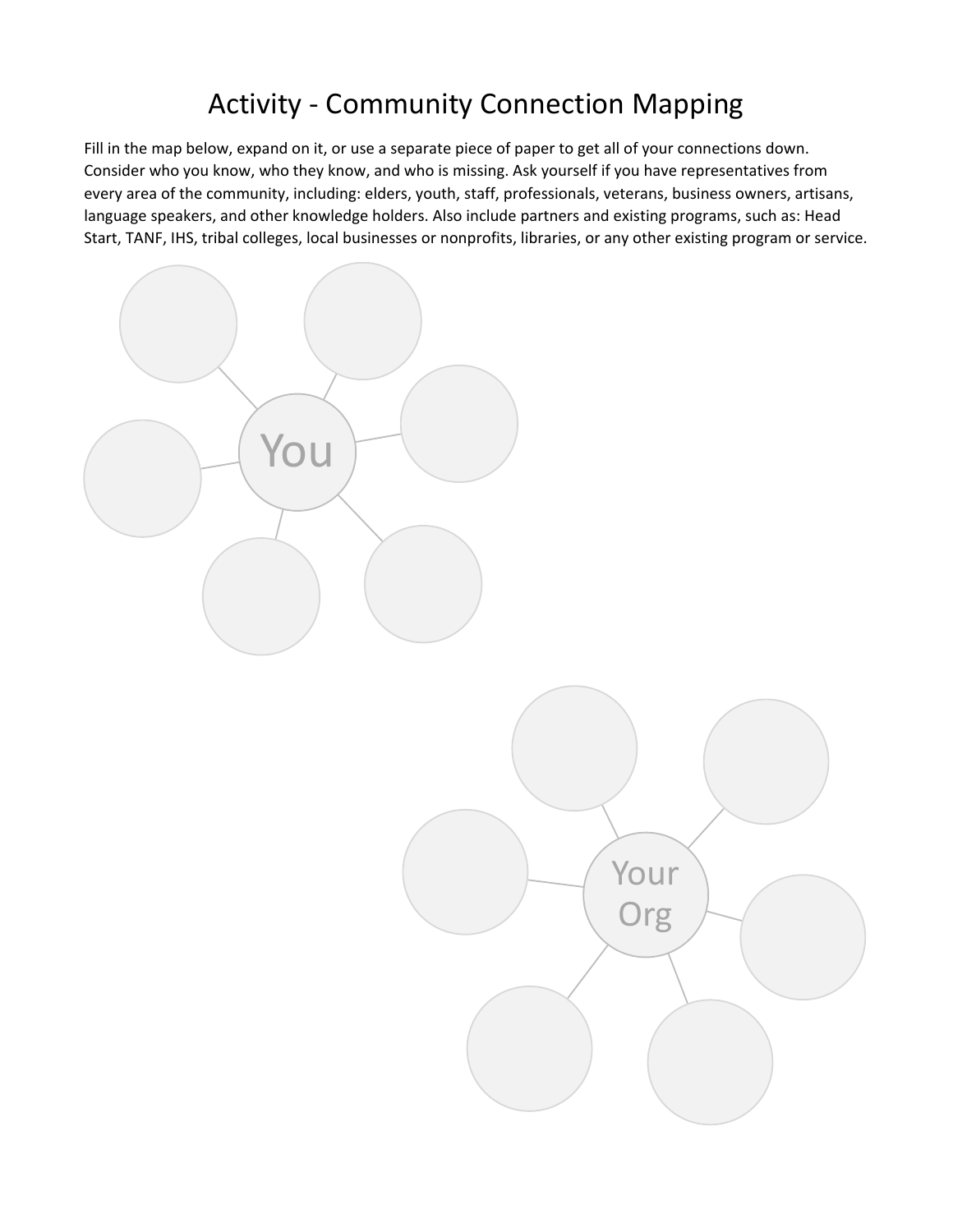# Activity - Community Connection Mapping

Fill in the map below, expand on it, or use a separate piece of paper to get all of your connections down. Consider who you know, who they know, and who is missing. Ask yourself if you have representatives from every area of the community, including: elders, youth, staff, professionals, veterans, business owners, artisans, language speakers, and other knowledge holders. Also include partners and existing programs, such as: Head Start, TANF, IHS, tribal colleges, local businesses or nonprofits, libraries, or any other existing program or service.

You

Your Org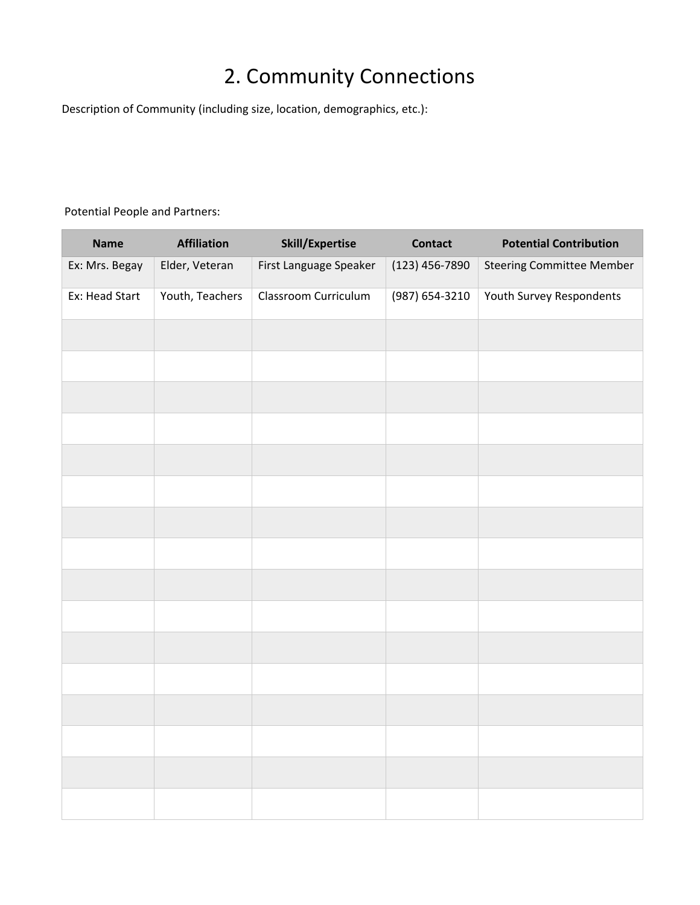# 2. Community Connections

Description of Community (including size, location, demographics, etc.):

Potential People and Partners:

| Name | Affiliation | Skill/Expertise | Contact | Potential Contribution |
|---|---|---|---|---|
| Ex: Mrs. Begay | Elder, Veteran | First Language Speaker | (123) 456-7890 | Steering Committee Member |
| Ex: Head Start | Youth, Teachers | Classroom Curriculum | (987) 654-3210 | Youth Survey Respondents |
| | | | | |
| | | | | |
| | | | | |
| | | | | |
| | | | | |
| | | | | |
| | | | | |
| | | | | |
| | | | | |
| | | | | |
| | | | | |
| | | | | |
| | | | | |
| | | | | |
| | | | | |
| | | | | |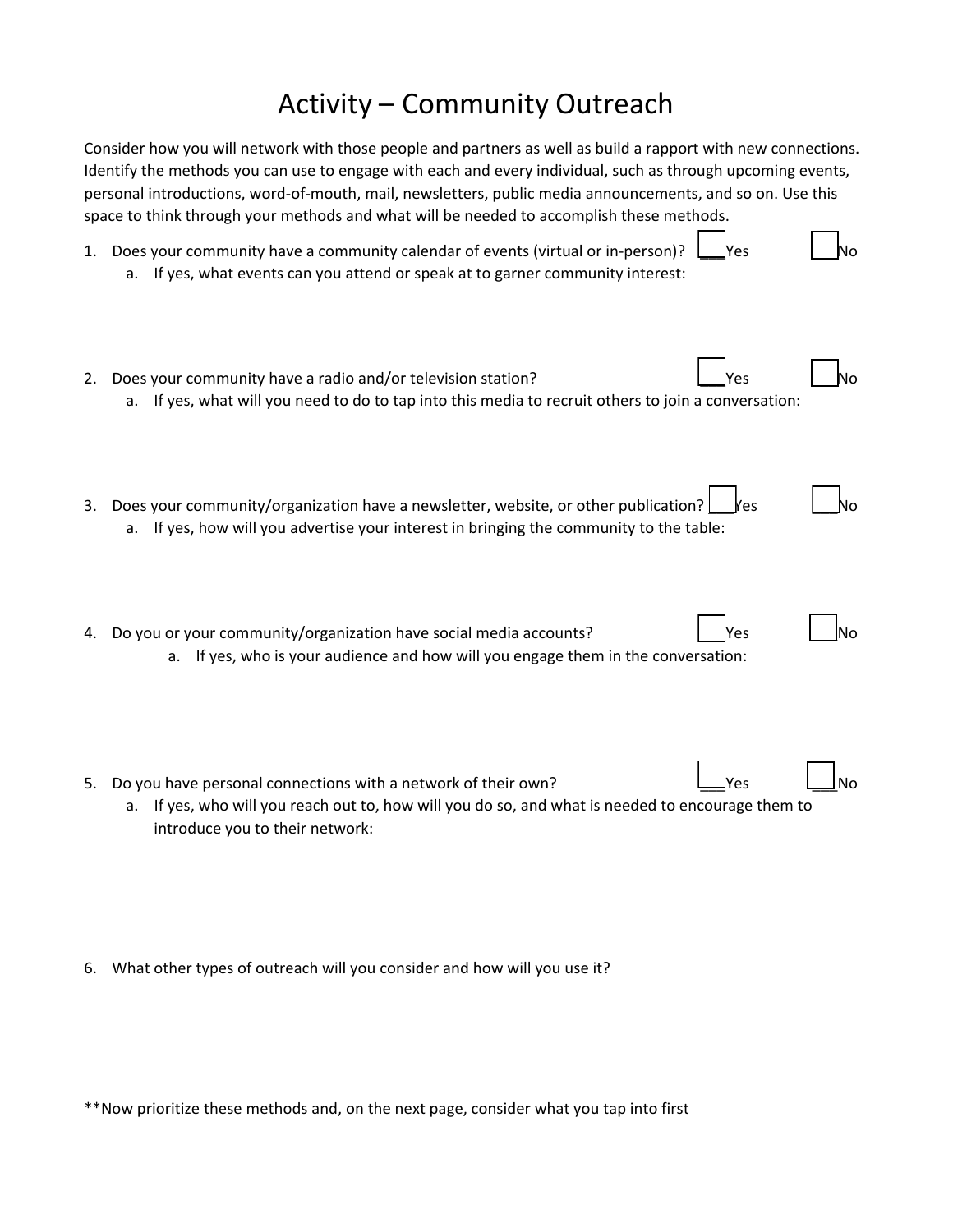# Activity – Community Outreach

Consider how you will network with those people and partners as well as build a rapport with new connections. Identify the methods you can use to engage with each and every individual, such as through upcoming events, personal introductions, word-of-mouth, mail, newsletters, public media announcements, and so on. Use this space to think through your methods and what will be needed to accomplish these methods.

1. Does your community have a community calendar of events (virtual or in-person)? ☐ Yes ☐ No
   a. If yes, what events can you attend or speak at to garner community interest:

2. Does your community have a radio and/or television station? ☐ Yes ☐ No
   a. If yes, what will you need to do to tap into this media to recruit others to join a conversation:

3. Does your community/organization have a newsletter, website, or other publication? ☐ Yes ☐ No
   a. If yes, how will you advertise your interest in bringing the community to the table:

4. Do you or your community/organization have social media accounts? ☐ Yes ☐ No
   a. If yes, who is your audience and how will you engage them in the conversation:

5. Do you have personal connections with a network of their own? ☐ Yes ☐ No
   a. If yes, who will you reach out to, how will you do so, and what is needed to encourage them to introduce you to their network:

6. What other types of outreach will you consider and how will you use it?

**Now prioritize these methods and, on the next page, consider what you tap into first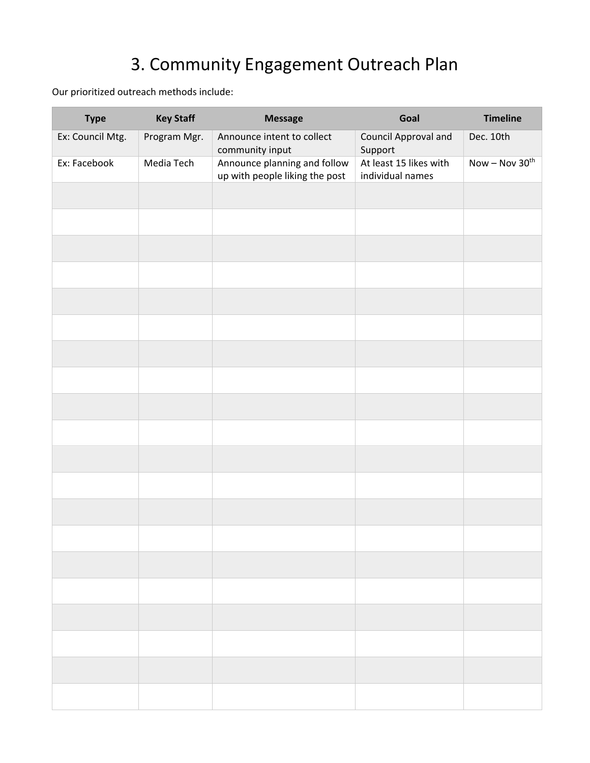# 3. Community Engagement Outreach Plan

Our prioritized outreach methods include:

| Type | Key Staff | Message | Goal | Timeline |
|---|---|---|---|---|
| Ex: Council Mtg. | Program Mgr. | Announce intent to collect community input | Council Approval and Support | Dec. 10th |
| Ex: Facebook | Media Tech | Announce planning and follow up with people liking the post | At least 15 likes with individual names | Now – Nov 30th |
| | | | | |
| | | | | |
| | | | | |
| | | | | |
| | | | | |
| | | | | |
| | | | | |
| | | | | |
| | | | | |
| | | | | |
| | | | | |
| | | | | |
| | | | | |
| | | | | |
| | | | | |
| | | | | |
| | | | | |
| | | | | |
| | | | | |
| | | | | |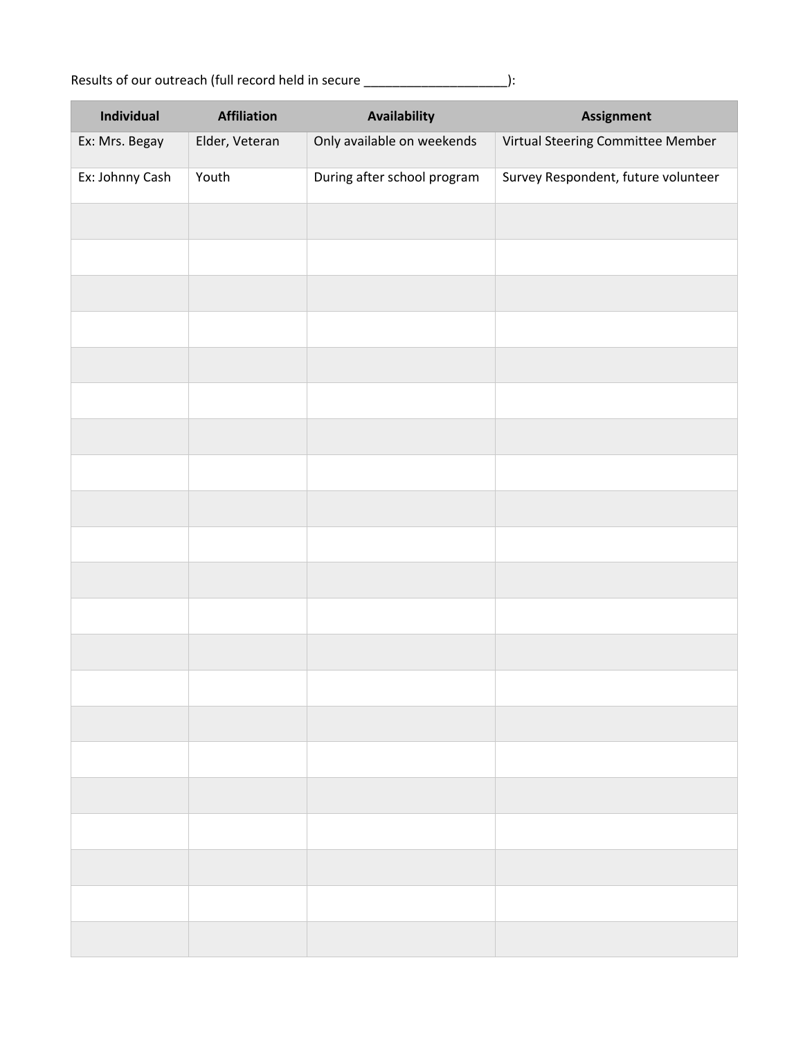Results of our outreach (full record held in secure ____________________):

| Individual | Affiliation | Availability | Assignment |
|---|---|---|---|
| Ex: Mrs. Begay | Elder, Veteran | Only available on weekends | Virtual Steering Committee Member |
| Ex: Johnny Cash | Youth | During after school program | Survey Respondent, future volunteer |
| | | | |
| | | | |
| | | | |
| | | | |
| | | | |
| | | | |
| | | | |
| | | | |
| | | | |
| | | | |
| | | | |
| | | | |
| | | | |
| | | | |
| | | | |
| | | | |
| | | | |
| | | | |
| | | | |
| | | | |
| | | | |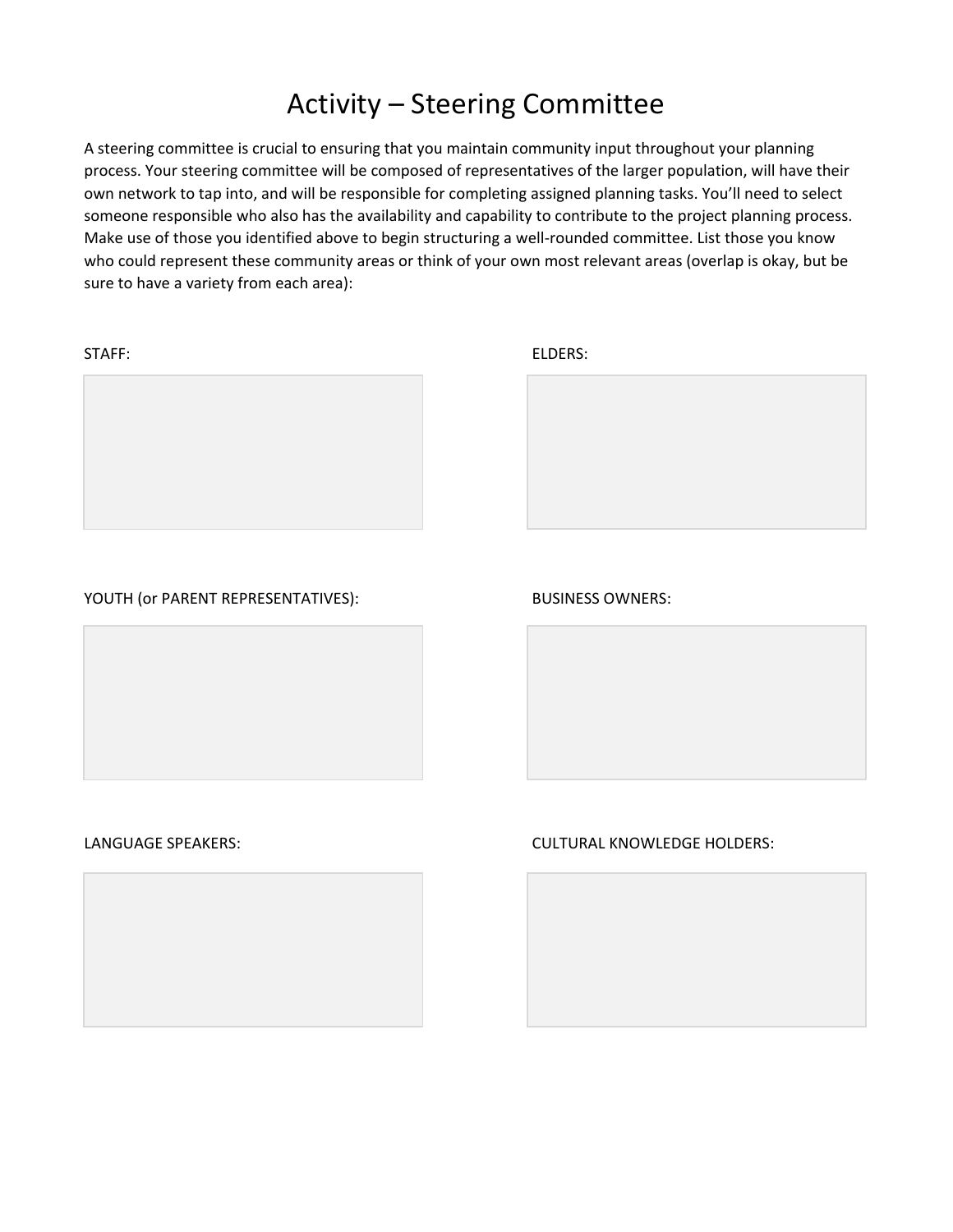# Activity – Steering Committee

A steering committee is crucial to ensuring that you maintain community input throughout your planning process. Your steering committee will be composed of representatives of the larger population, will have their own network to tap into, and will be responsible for completing assigned planning tasks. You'll need to select someone responsible who also has the availability and capability to contribute to the project planning process. Make use of those you identified above to begin structuring a well-rounded committee. List those you know who could represent these community areas or think of your own most relevant areas (overlap is okay, but be sure to have a variety from each area):

STAFF:

ELDERS:

YOUTH (or PARENT REPRESENTATIVES):

BUSINESS OWNERS:

LANGUAGE SPEAKERS:

CULTURAL KNOWLEDGE HOLDERS: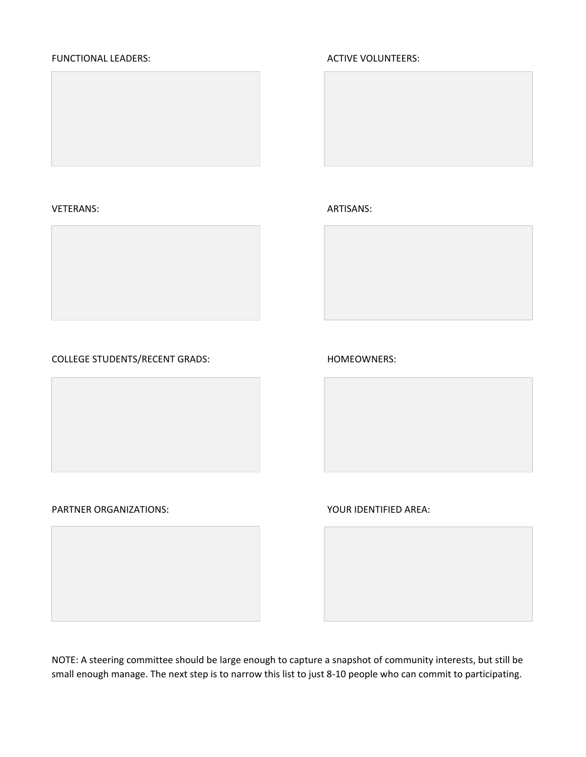FUNCTIONAL LEADERS:

ACTIVE VOLUNTEERS:

VETERANS:

ARTISANS:

COLLEGE STUDENTS/RECENT GRADS:

HOMEOWNERS:

PARTNER ORGANIZATIONS:

YOUR IDENTIFIED AREA:

NOTE: A steering committee should be large enough to capture a snapshot of community interests, but still be small enough manage. The next step is to narrow this list to just 8-10 people who can commit to participating.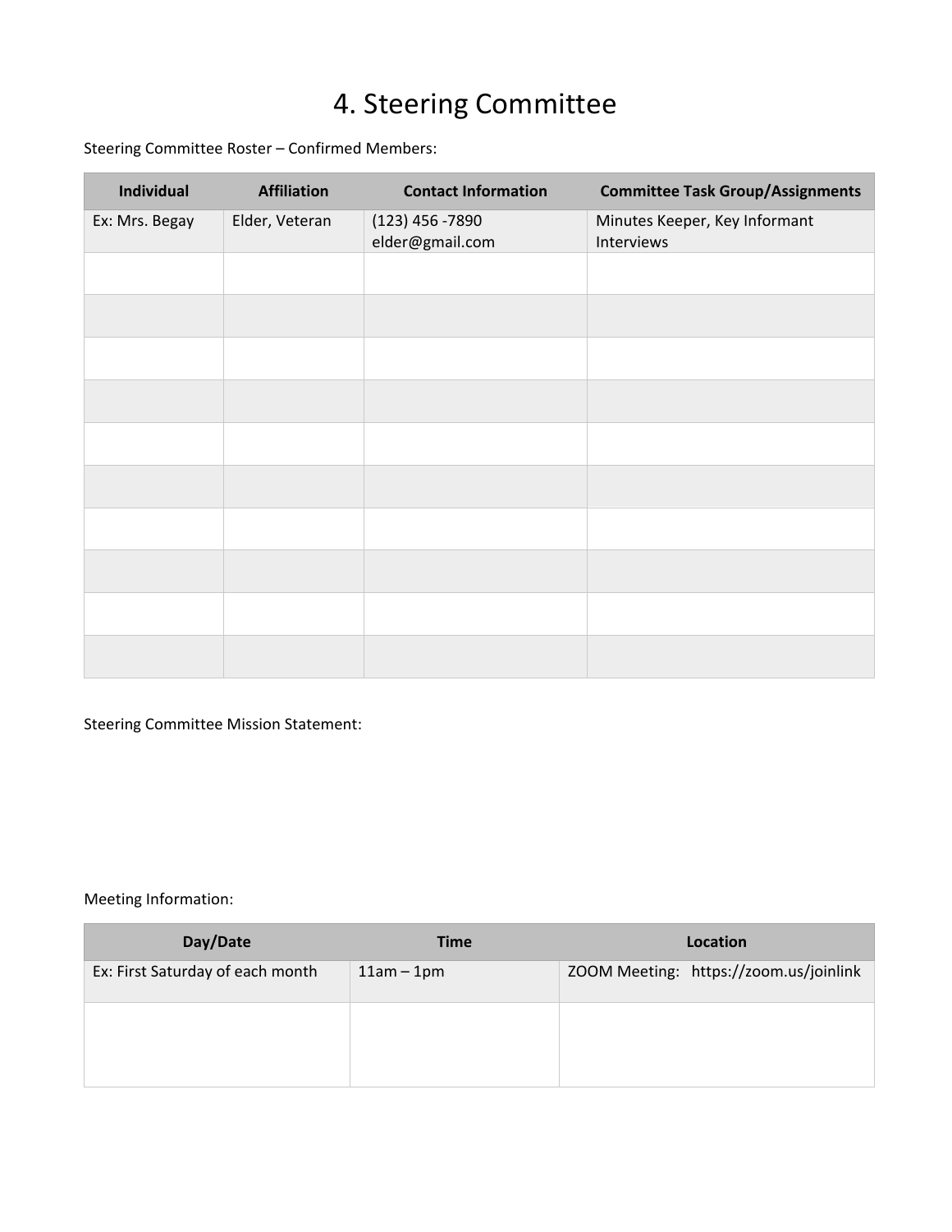# 4. Steering Committee

Steering Committee Roster – Confirmed Members:

| Individual | Affiliation | Contact Information | Committee Task Group/Assignments |
|---|---|---|---|
| Ex: Mrs. Begay | Elder, Veteran | (123) 456 -7890<br>elder@gmail.com | Minutes Keeper, Key Informant Interviews |
| | | | |
| | | | |
| | | | |
| | | | |
| | | | |
| | | | |
| | | | |
| | | | |
| | | | |
| | | | |

Steering Committee Mission Statement:

Meeting Information:

| Day/Date | Time | Location |
|---|---|---|
| Ex: First Saturday of each month | 11am – 1pm | ZOOM Meeting: https://zoom.us/joinlink |
| | | |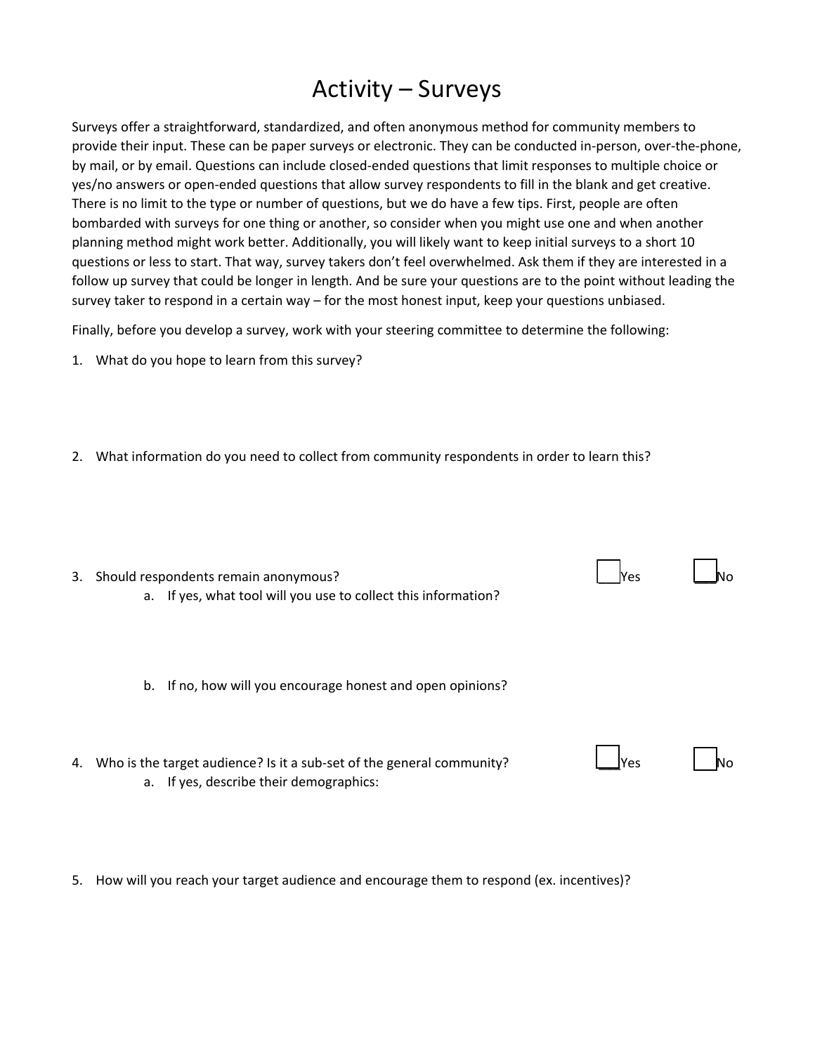# Activity – Surveys

Surveys offer a straightforward, standardized, and often anonymous method for community members to provide their input. These can be paper surveys or electronic. They can be conducted in-person, over-the-phone, by mail, or by email. Questions can include closed-ended questions that limit responses to multiple choice or yes/no answers or open-ended questions that allow survey respondents to fill in the blank and get creative. There is no limit to the type or number of questions, but we do have a few tips. First, people are often bombarded with surveys for one thing or another, so consider when you might use one and when another planning method might work better. Additionally, you will likely want to keep initial surveys to a short 10 questions or less to start. That way, survey takers don't feel overwhelmed. Ask them if they are interested in a follow up survey that could be longer in length. And be sure your questions are to the point without leading the survey taker to respond in a certain way – for the most honest input, keep your questions unbiased.

Finally, before you develop a survey, work with your steering committee to determine the following:

1. What do you hope to learn from this survey?

2. What information do you need to collect from community respondents in order to learn this?

3. Should respondents remain anonymous? ☐ Yes ☐ No
   a. If yes, what tool will you use to collect this information?

   b. If no, how will you encourage honest and open opinions?

4. Who is the target audience? Is it a sub-set of the general community? ☐ Yes ☐ No
   a. If yes, describe their demographics:

5. How will you reach your target audience and encourage them to respond (ex. incentives)?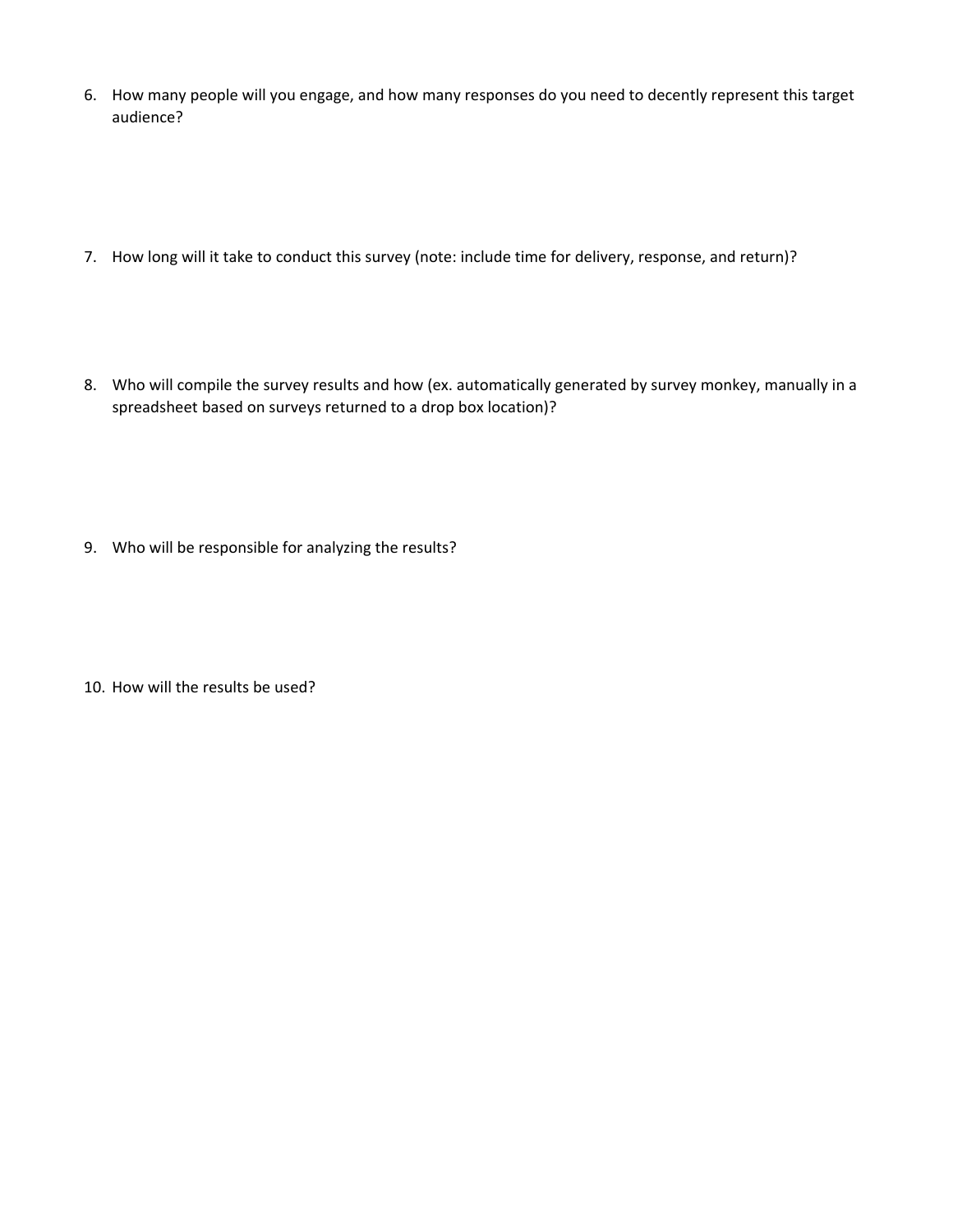6. How many people will you engage, and how many responses do you need to decently represent this target audience?

7. How long will it take to conduct this survey (note: include time for delivery, response, and return)?

8. Who will compile the survey results and how (ex. automatically generated by survey monkey, manually in a spreadsheet based on surveys returned to a drop box location)?

9. Who will be responsible for analyzing the results?

10. How will the results be used?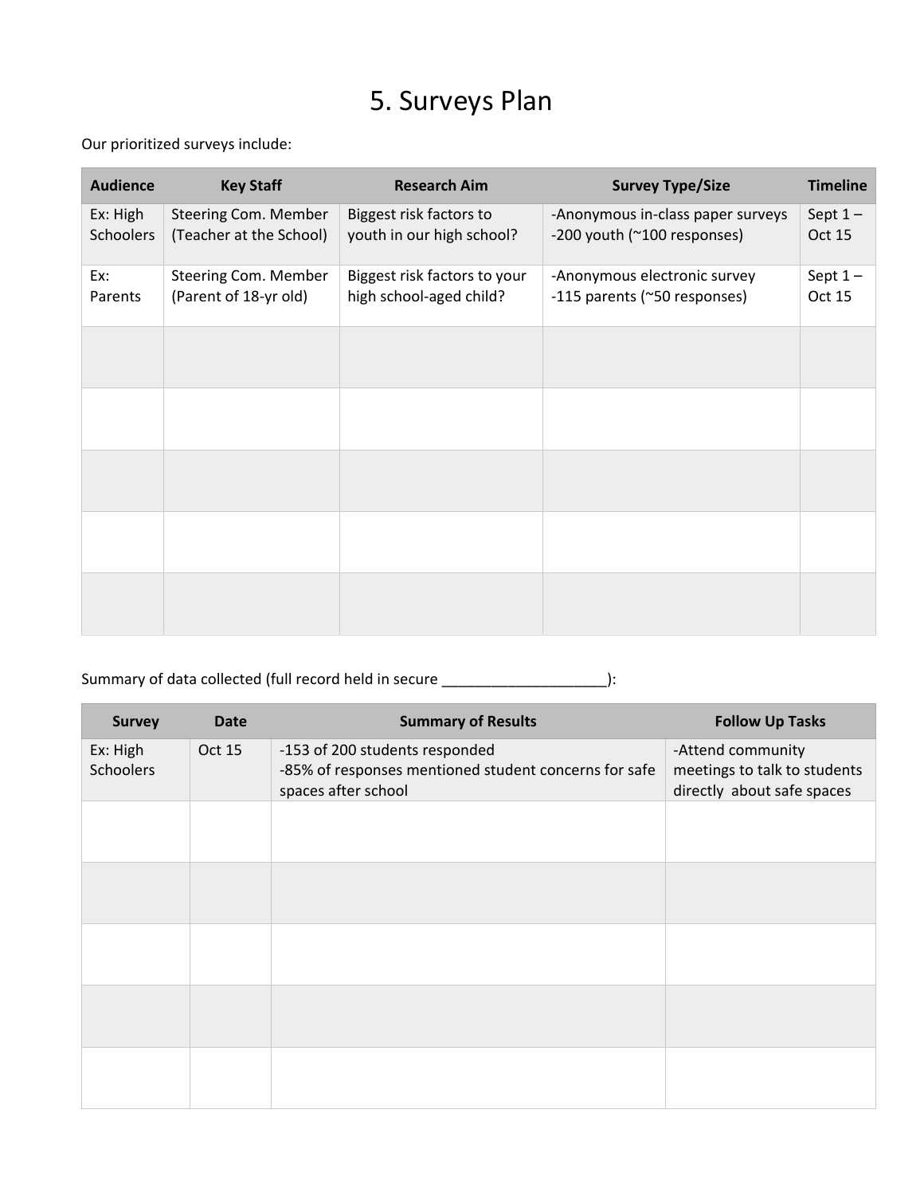# 5. Surveys Plan

Our prioritized surveys include:

| Audience | Key Staff | Research Aim | Survey Type/Size | Timeline |
|---|---|---|---|---|
| Ex: High Schoolers | Steering Com. Member (Teacher at the School) | Biggest risk factors to youth in our high school? | -Anonymous in-class paper surveys<br>-200 youth (~100 responses) | Sept 1 – Oct 15 |
| Ex: Parents | Steering Com. Member (Parent of 18-yr old) | Biggest risk factors to your high school-aged child? | -Anonymous electronic survey<br>-115 parents (~50 responses) | Sept 1 – Oct 15 |
| | | | | |
| | | | | |
| | | | | |
| | | | | |
| | | | | |

Summary of data collected (full record held in secure ____________________):

| Survey | Date | Summary of Results | Follow Up Tasks |
|---|---|---|---|
| Ex: High Schoolers | Oct 15 | -153 of 200 students responded<br>-85% of responses mentioned student concerns for safe spaces after school | -Attend community meetings to talk to students directly about safe spaces |
| | | | |
| | | | |
| | | | |
| | | | |
| | | | |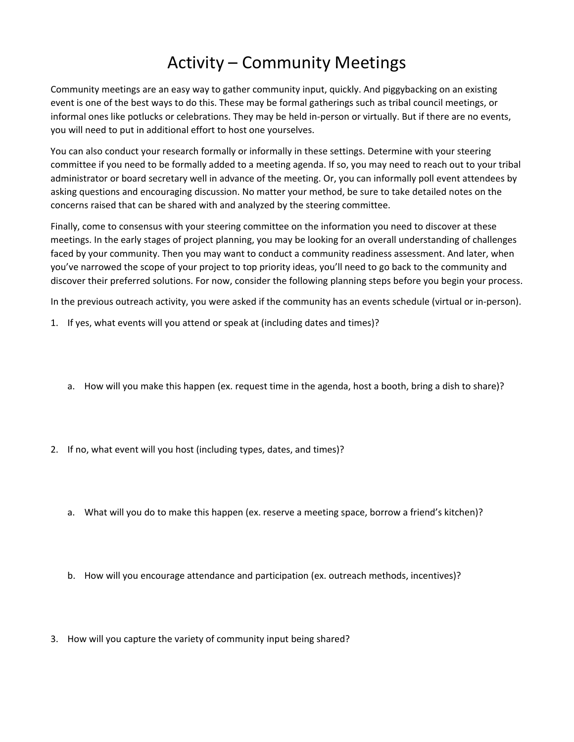# Activity – Community Meetings

Community meetings are an easy way to gather community input, quickly. And piggybacking on an existing event is one of the best ways to do this. These may be formal gatherings such as tribal council meetings, or informal ones like potlucks or celebrations. They may be held in-person or virtually. But if there are no events, you will need to put in additional effort to host one yourselves.

You can also conduct your research formally or informally in these settings. Determine with your steering committee if you need to be formally added to a meeting agenda. If so, you may need to reach out to your tribal administrator or board secretary well in advance of the meeting. Or, you can informally poll event attendees by asking questions and encouraging discussion. No matter your method, be sure to take detailed notes on the concerns raised that can be shared with and analyzed by the steering committee.

Finally, come to consensus with your steering committee on the information you need to discover at these meetings. In the early stages of project planning, you may be looking for an overall understanding of challenges faced by your community. Then you may want to conduct a community readiness assessment. And later, when you've narrowed the scope of your project to top priority ideas, you'll need to go back to the community and discover their preferred solutions. For now, consider the following planning steps before you begin your process.

In the previous outreach activity, you were asked if the community has an events schedule (virtual or in-person).

1. If yes, what events will you attend or speak at (including dates and times)?

   a. How will you make this happen (ex. request time in the agenda, host a booth, bring a dish to share)?

2. If no, what event will you host (including types, dates, and times)?

   a. What will you do to make this happen (ex. reserve a meeting space, borrow a friend's kitchen)?

   b. How will you encourage attendance and participation (ex. outreach methods, incentives)?

3. How will you capture the variety of community input being shared?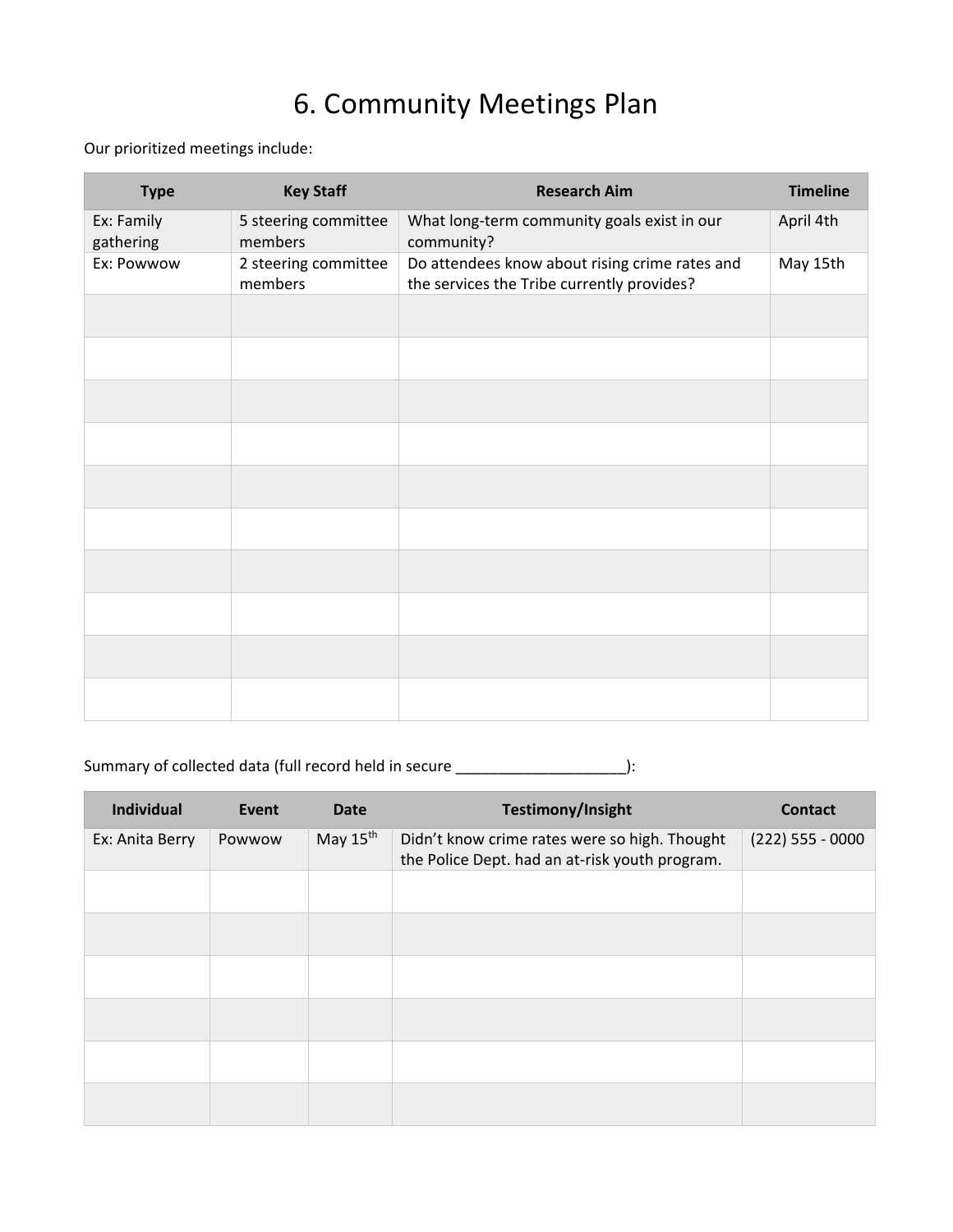# 6. Community Meetings Plan

Our prioritized meetings include:

| Type | Key Staff | Research Aim | Timeline |
|---|---|---|---|
| Ex: Family gathering | 5 steering committee members | What long-term community goals exist in our community? | April 4th |
| Ex: Powwow | 2 steering committee members | Do attendees know about rising crime rates and the services the Tribe currently provides? | May 15th |
| | | | |
| | | | |
| | | | |
| | | | |
| | | | |
| | | | |
| | | | |
| | | | |
| | | | |
| | | | |

Summary of collected data (full record held in secure ____________________):

| Individual | Event | Date | Testimony/Insight | Contact |
|---|---|---|---|---|
| Ex: Anita Berry | Powwow | May 15th | Didn't know crime rates were so high. Thought the Police Dept. had an at-risk youth program. | (222) 555 - 0000 |
| | | | | |
| | | | | |
| | | | | |
| | | | | |
| | | | | |
| | | | | |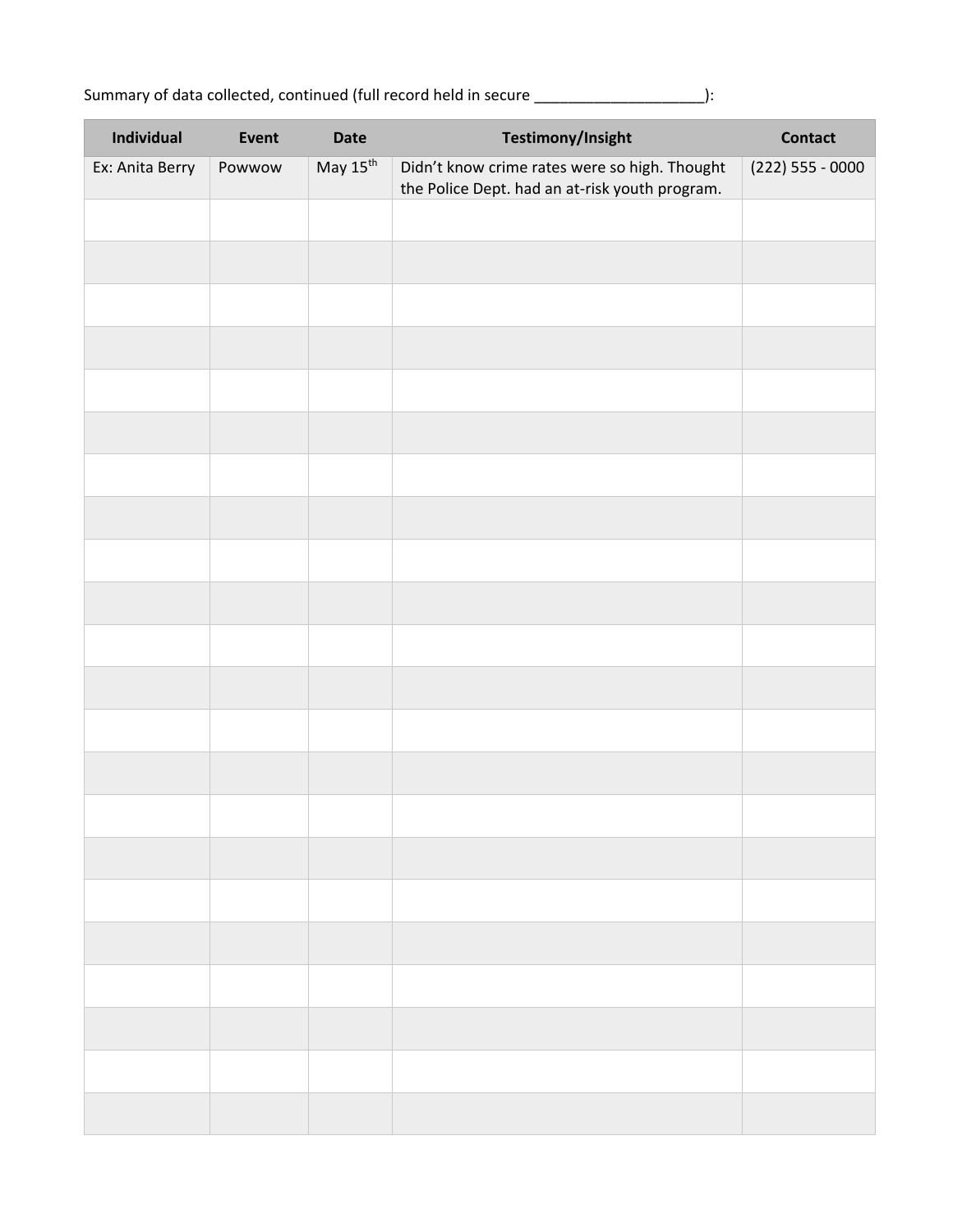Summary of data collected, continued (full record held in secure ____________________):

| Individual | Event | Date | Testimony/Insight | Contact |
|---|---|---|---|---|
| Ex: Anita Berry | Powwow | May 15th | Didn't know crime rates were so high. Thought the Police Dept. had an at-risk youth program. | (222) 555 - 0000 |
| | | | | |
| | | | | |
| | | | | |
| | | | | |
| | | | | |
| | | | | |
| | | | | |
| | | | | |
| | | | | |
| | | | | |
| | | | | |
| | | | | |
| | | | | |
| | | | | |
| | | | | |
| | | | | |
| | | | | |
| | | | | |
| | | | | |
| | | | | |
| | | | | |
| | | | | |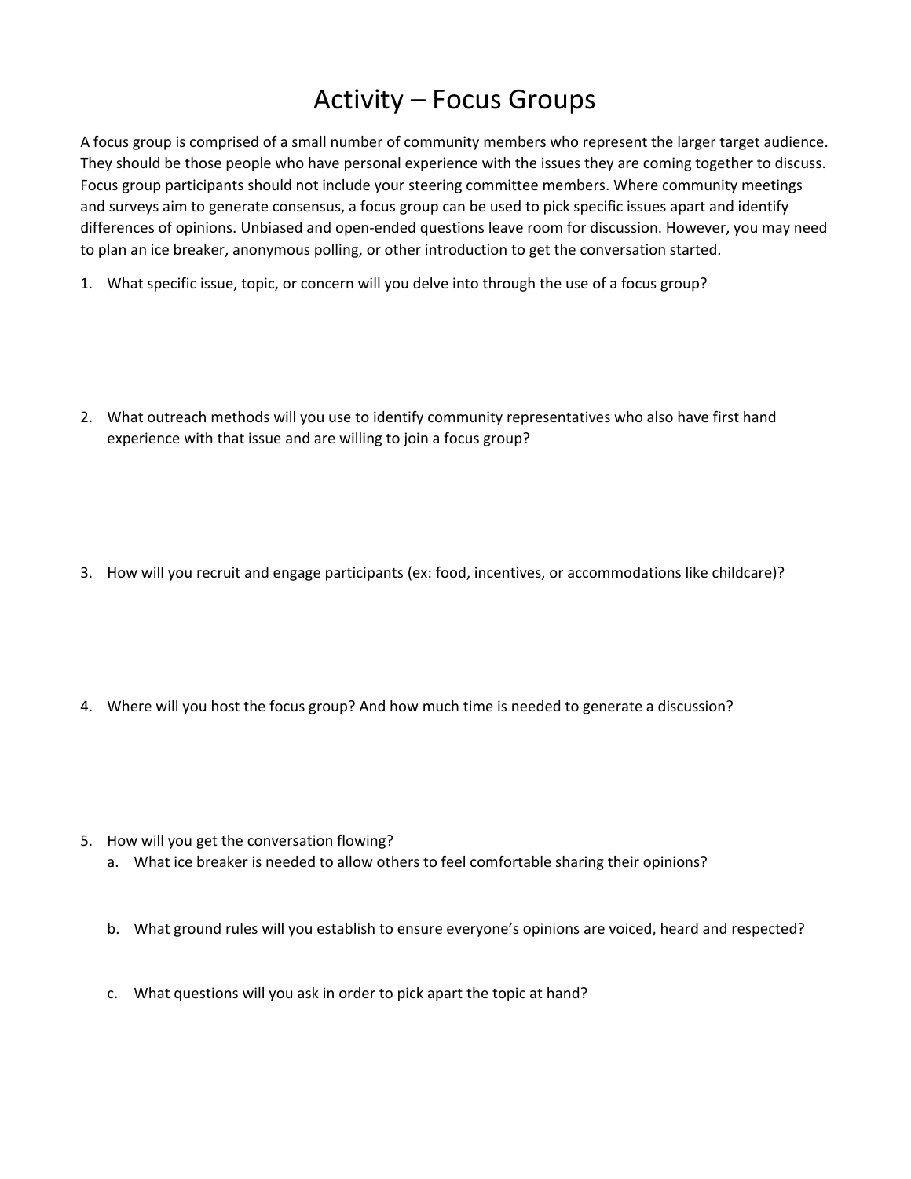# Activity – Focus Groups

A focus group is comprised of a small number of community members who represent the larger target audience. They should be those people who have personal experience with the issues they are coming together to discuss. Focus group participants should not include your steering committee members. Where community meetings and surveys aim to generate consensus, a focus group can be used to pick specific issues apart and identify differences of opinions. Unbiased and open-ended questions leave room for discussion. However, you may need to plan an ice breaker, anonymous polling, or other introduction to get the conversation started.

1. What specific issue, topic, or concern will you delve into through the use of a focus group?

2. What outreach methods will you use to identify community representatives who also have first hand experience with that issue and are willing to join a focus group?

3. How will you recruit and engage participants (ex: food, incentives, or accommodations like childcare)?

4. Where will you host the focus group? And how much time is needed to generate a discussion?

5. How will you get the conversation flowing?
   a. What ice breaker is needed to allow others to feel comfortable sharing their opinions?

   b. What ground rules will you establish to ensure everyone's opinions are voiced, heard and respected?

   c. What questions will you ask in order to pick apart the topic at hand?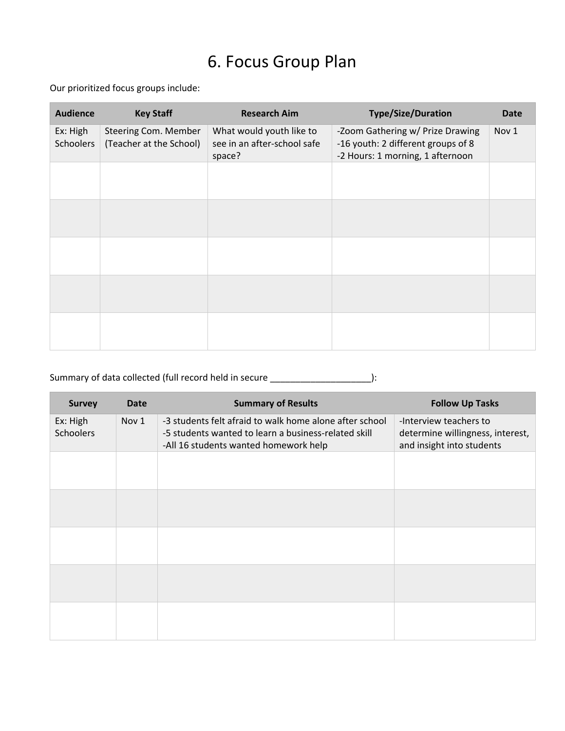# 6. Focus Group Plan

Our prioritized focus groups include:

| Audience | Key Staff | Research Aim | Type/Size/Duration | Date |
|---|---|---|---|---|
| Ex: High Schoolers | Steering Com. Member (Teacher at the School) | What would youth like to see in an after-school safe space? | -Zoom Gathering w/ Prize Drawing<br>-16 youth: 2 different groups of 8<br>-2 Hours: 1 morning, 1 afternoon | Nov 1 |
| | | | | |
| | | | | |
| | | | | |
| | | | | |
| | | | | |

Summary of data collected (full record held in secure ____________________):

| Survey | Date | Summary of Results | Follow Up Tasks |
|---|---|---|---|
| Ex: High Schoolers | Nov 1 | -3 students felt afraid to walk home alone after school<br>-5 students wanted to learn a business-related skill<br>-All 16 students wanted homework help | -Interview teachers to determine willingness, interest, and insight into students |
| | | | |
| | | | |
| | | | |
| | | | |
| | | | |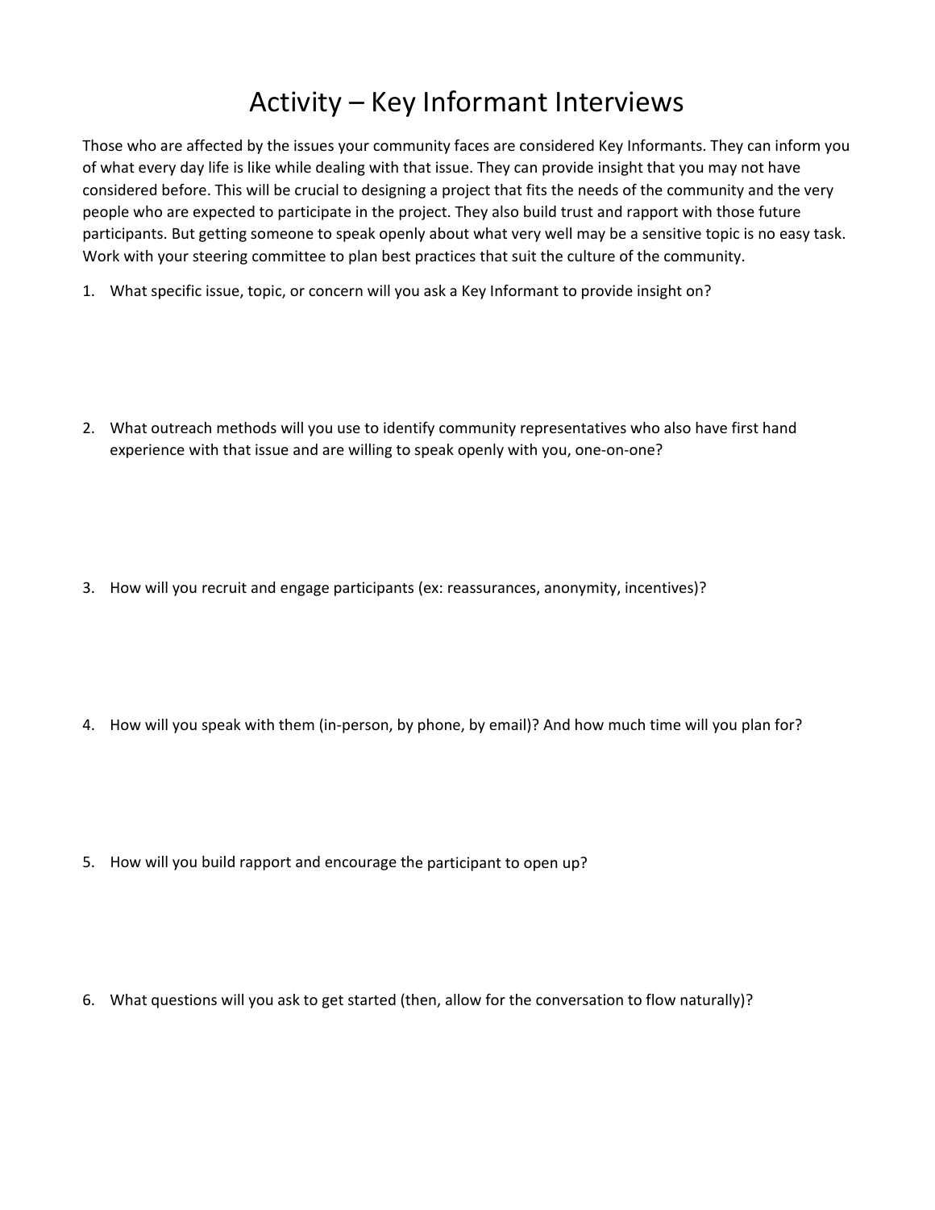# Activity – Key Informant Interviews

Those who are affected by the issues your community faces are considered Key Informants. They can inform you of what every day life is like while dealing with that issue. They can provide insight that you may not have considered before. This will be crucial to designing a project that fits the needs of the community and the very people who are expected to participate in the project. They also build trust and rapport with those future participants. But getting someone to speak openly about what very well may be a sensitive topic is no easy task. Work with your steering committee to plan best practices that suit the culture of the community.

1. What specific issue, topic, or concern will you ask a Key Informant to provide insight on?

2. What outreach methods will you use to identify community representatives who also have first hand experience with that issue and are willing to speak openly with you, one-on-one?

3. How will you recruit and engage participants (ex: reassurances, anonymity, incentives)?

4. How will you speak with them (in-person, by phone, by email)? And how much time will you plan for?

5. How will you build rapport and encourage the participant to open up?

6. What questions will you ask to get started (then, allow for the conversation to flow naturally)?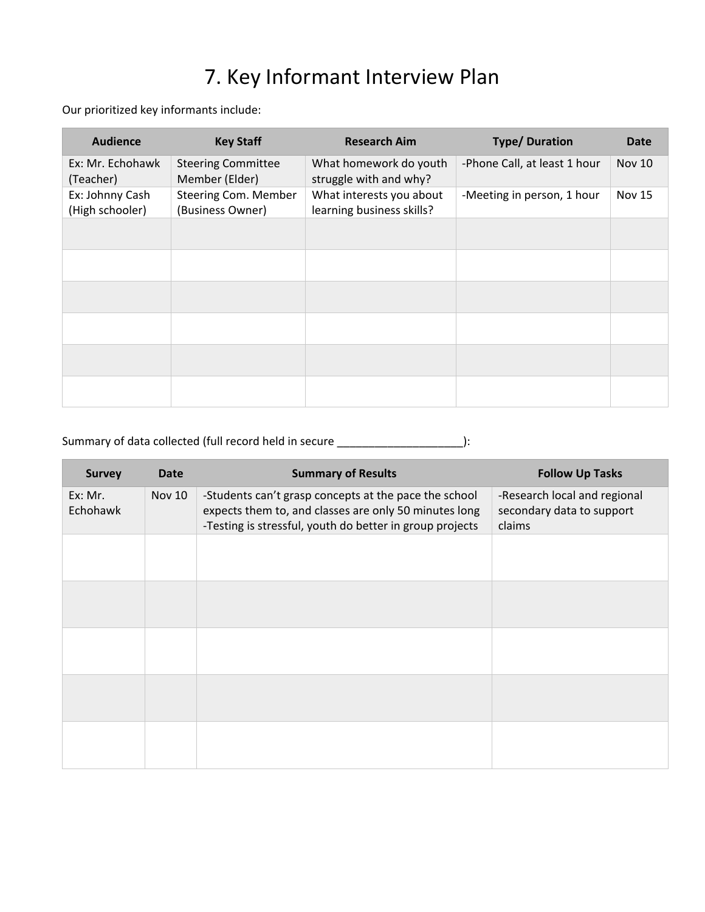# 7. Key Informant Interview Plan

Our prioritized key informants include:

| Audience | Key Staff | Research Aim | Type/ Duration | Date |
|---|---|---|---|---|
| Ex: Mr. Echohawk (Teacher) | Steering Committee Member (Elder) | What homework do youth struggle with and why? | -Phone Call, at least 1 hour | Nov 10 |
| Ex: Johnny Cash (High schooler) | Steering Com. Member (Business Owner) | What interests you about learning business skills? | -Meeting in person, 1 hour | Nov 15 |
| | | | | |
| | | | | |
| | | | | |
| | | | | |
| | | | | |
| | | | | |

Summary of data collected (full record held in secure ____________________):

| Survey | Date | Summary of Results | Follow Up Tasks |
|---|---|---|---|
| Ex: Mr. Echohawk | Nov 10 | -Students can't grasp concepts at the pace the school expects them to, and classes are only 50 minutes long<br>-Testing is stressful, youth do better in group projects | -Research local and regional secondary data to support claims |
| | | | |
| | | | |
| | | | |
| | | | |
| | | | |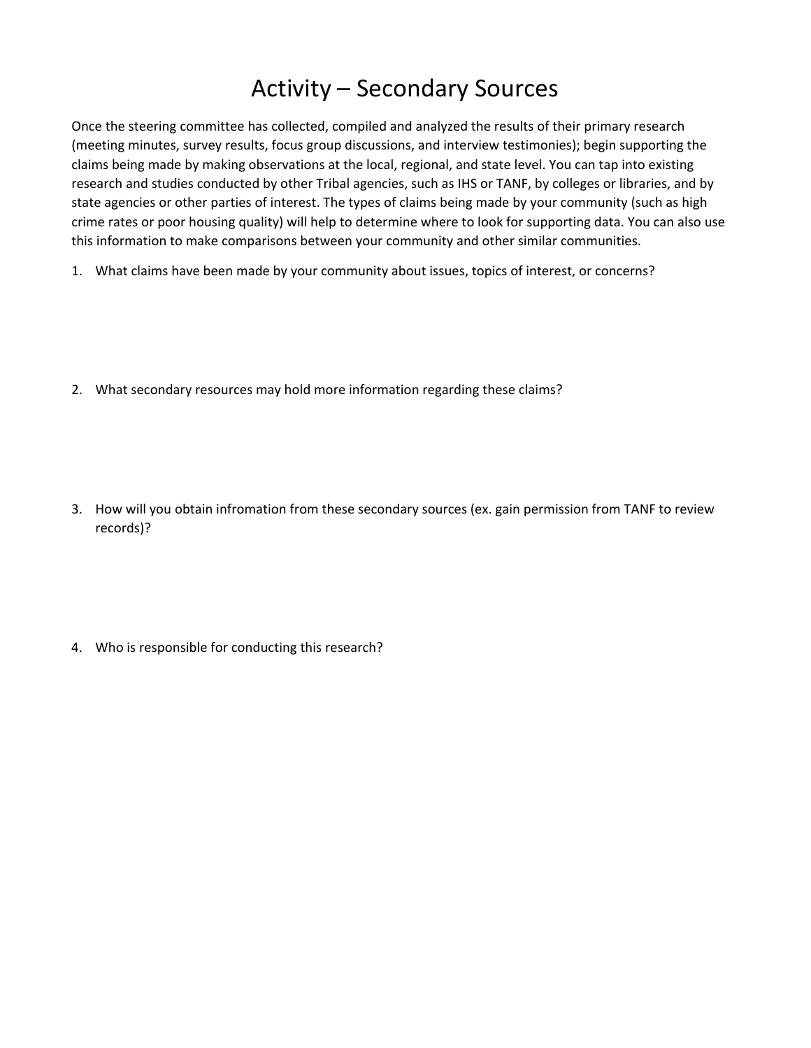# Activity – Secondary Sources

Once the steering committee has collected, compiled and analyzed the results of their primary research (meeting minutes, survey results, focus group discussions, and interview testimonies); begin supporting the claims being made by making observations at the local, regional, and state level. You can tap into existing research and studies conducted by other Tribal agencies, such as IHS or TANF, by colleges or libraries, and by state agencies or other parties of interest. The types of claims being made by your community (such as high crime rates or poor housing quality) will help to determine where to look for supporting data. You can also use this information to make comparisons between your community and other similar communities.

1. What claims have been made by your community about issues, topics of interest, or concerns?

2. What secondary resources may hold more information regarding these claims?

3. How will you obtain infromation from these secondary sources (ex. gain permission from TANF to review records)?

4. Who is responsible for conducting this research?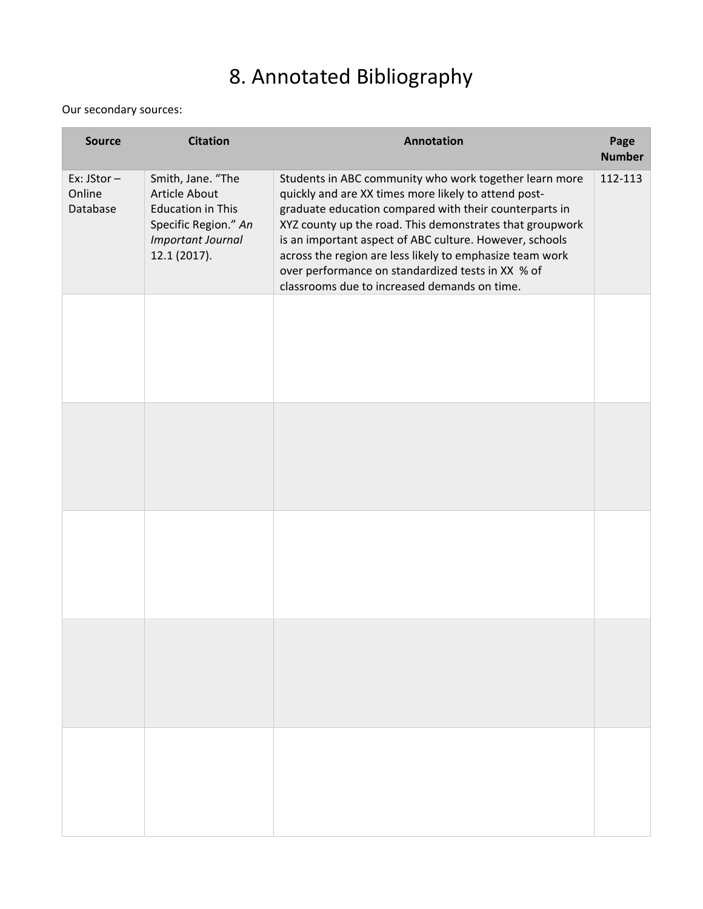# 8. Annotated Bibliography

Our secondary sources:

| Source | Citation | Annotation | Page Number |
|---|---|---|---|
| Ex: JStor – Online Database | Smith, Jane. "The Article About Education in This Specific Region." *An Important Journal* 12.1 (2017). | Students in ABC community who work together learn more quickly and are XX times more likely to attend post-graduate education compared with their counterparts in XYZ county up the road. This demonstrates that groupwork is an important aspect of ABC culture. However, schools across the region are less likely to emphasize team work over performance on standardized tests in XX % of classrooms due to increased demands on time. | 112-113 |
| | | | |
| | | | |
| | | | |
| | | | |
| | | | |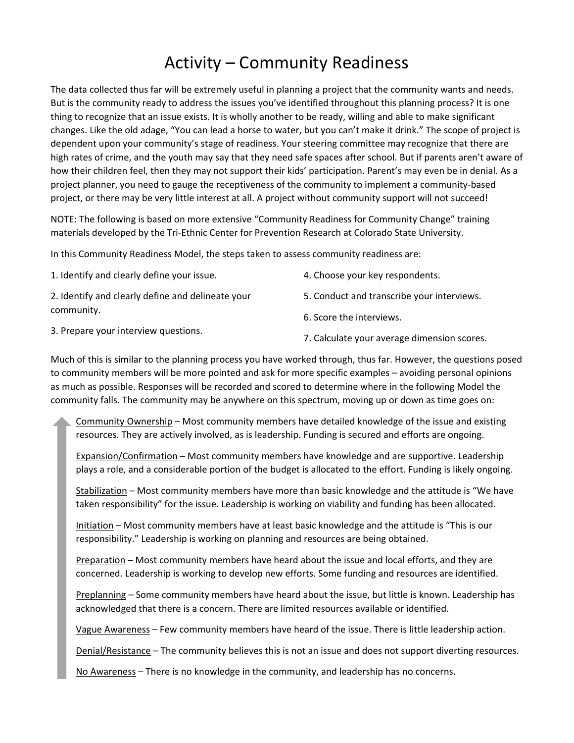# Activity – Community Readiness

The data collected thus far will be extremely useful in planning a project that the community wants and needs. But is the community ready to address the issues you've identified throughout this planning process? It is one thing to recognize that an issue exists. It is wholly another to be ready, willing and able to make significant changes. Like the old adage, "You can lead a horse to water, but you can't make it drink." The scope of project is dependent upon your community's stage of readiness. Your steering committee may recognize that there are high rates of crime, and the youth may say that they need safe spaces after school. But if parents aren't aware of how their children feel, then they may not support their kids' participation. Parent's may even be in denial. As a project planner, you need to gauge the receptiveness of the community to implement a community-based project, or there may be very little interest at all. A project without community support will not succeed!

NOTE: The following is based on more extensive "Community Readiness for Community Change" training materials developed by the Tri-Ethnic Center for Prevention Research at Colorado State University.

In this Community Readiness Model, the steps taken to assess community readiness are:

1. Identify and clearly define your issue.
2. Identify and clearly define and delineate your community.
3. Prepare your interview questions.
4. Choose your key respondents.
5. Conduct and transcribe your interviews.
6. Score the interviews.
7. Calculate your average dimension scores.

Much of this is similar to the planning process you have worked through, thus far. However, the questions posed to community members will be more pointed and ask for more specific examples – avoiding personal opinions as much as possible. Responses will be recorded and scored to determine where in the following Model the community falls. The community may be anywhere on this spectrum, moving up or down as time goes on:

<u>Community Ownership</u> – Most community members have detailed knowledge of the issue and existing resources. They are actively involved, as is leadership. Funding is secured and efforts are ongoing.

<u>Expansion/Confirmation</u> – Most community members have knowledge and are supportive. Leadership plays a role, and a considerable portion of the budget is allocated to the effort. Funding is likely ongoing.

<u>Stabilization</u> – Most community members have more than basic knowledge and the attitude is "We have taken responsibility" for the issue. Leadership is working on viability and funding has been allocated.

<u>Initiation</u> – Most community members have at least basic knowledge and the attitude is "This is our responsibility." Leadership is working on planning and resources are being obtained.

<u>Preparation</u> – Most community members have heard about the issue and local efforts, and they are concerned. Leadership is working to develop new efforts. Some funding and resources are identified.

<u>Preplanning</u> – Some community members have heard about the issue, but little is known. Leadership has acknowledged that there is a concern. There are limited resources available or identified.

<u>Vague Awareness</u> – Few community members have heard of the issue. There is little leadership action.

<u>Denial/Resistance</u> – The community believes this is not an issue and does not support diverting resources.

<u>No Awareness</u> – There is no knowledge in the community, and leadership has no concerns.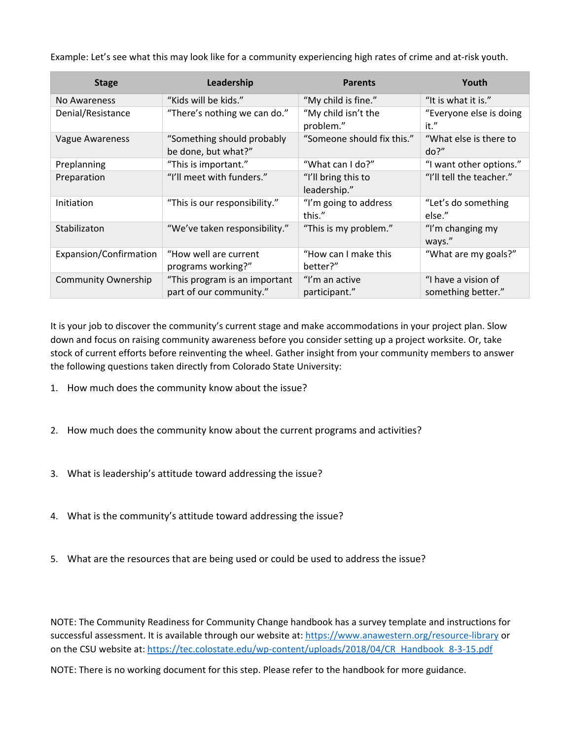Example: Let's see what this may look like for a community experiencing high rates of crime and at-risk youth.

| Stage | Leadership | Parents | Youth |
|---|---|---|---|
| No Awareness | "Kids will be kids." | "My child is fine." | "It is what it is." |
| Denial/Resistance | "There's nothing we can do." | "My child isn't the problem." | "Everyone else is doing it." |
| Vague Awareness | "Something should probably be done, but what?" | "Someone should fix this." | "What else is there to do?" |
| Preplanning | "This is important." | "What can I do?" | "I want other options." |
| Preparation | "I'll meet with funders." | "I'll bring this to leadership." | "I'll tell the teacher." |
| Initiation | "This is our responsibility." | "I'm going to address this." | "Let's do something else." |
| Stabilizaton | "We've taken responsibility." | "This is my problem." | "I'm changing my ways." |
| Expansion/Confirmation | "How well are current programs working?" | "How can I make this better?" | "What are my goals?" |
| Community Ownership | "This program is an important part of our community." | "I'm an active participant." | "I have a vision of something better." |

It is your job to discover the community's current stage and make accommodations in your project plan. Slow down and focus on raising community awareness before you consider setting up a project worksite. Or, take stock of current efforts before reinventing the wheel. Gather insight from your community members to answer the following questions taken directly from Colorado State University:

1. How much does the community know about the issue?

2. How much does the community know about the current programs and activities?

3. What is leadership's attitude toward addressing the issue?

4. What is the community's attitude toward addressing the issue?

5. What are the resources that are being used or could be used to address the issue?

NOTE: The Community Readiness for Community Change handbook has a survey template and instructions for successful assessment. It is available through our website at: https://www.anawestern.org/resource-library or on the CSU website at: https://tec.colostate.edu/wp-content/uploads/2018/04/CR_Handbook_8-3-15.pdf

NOTE: There is no working document for this step. Please refer to the handbook for more guidance.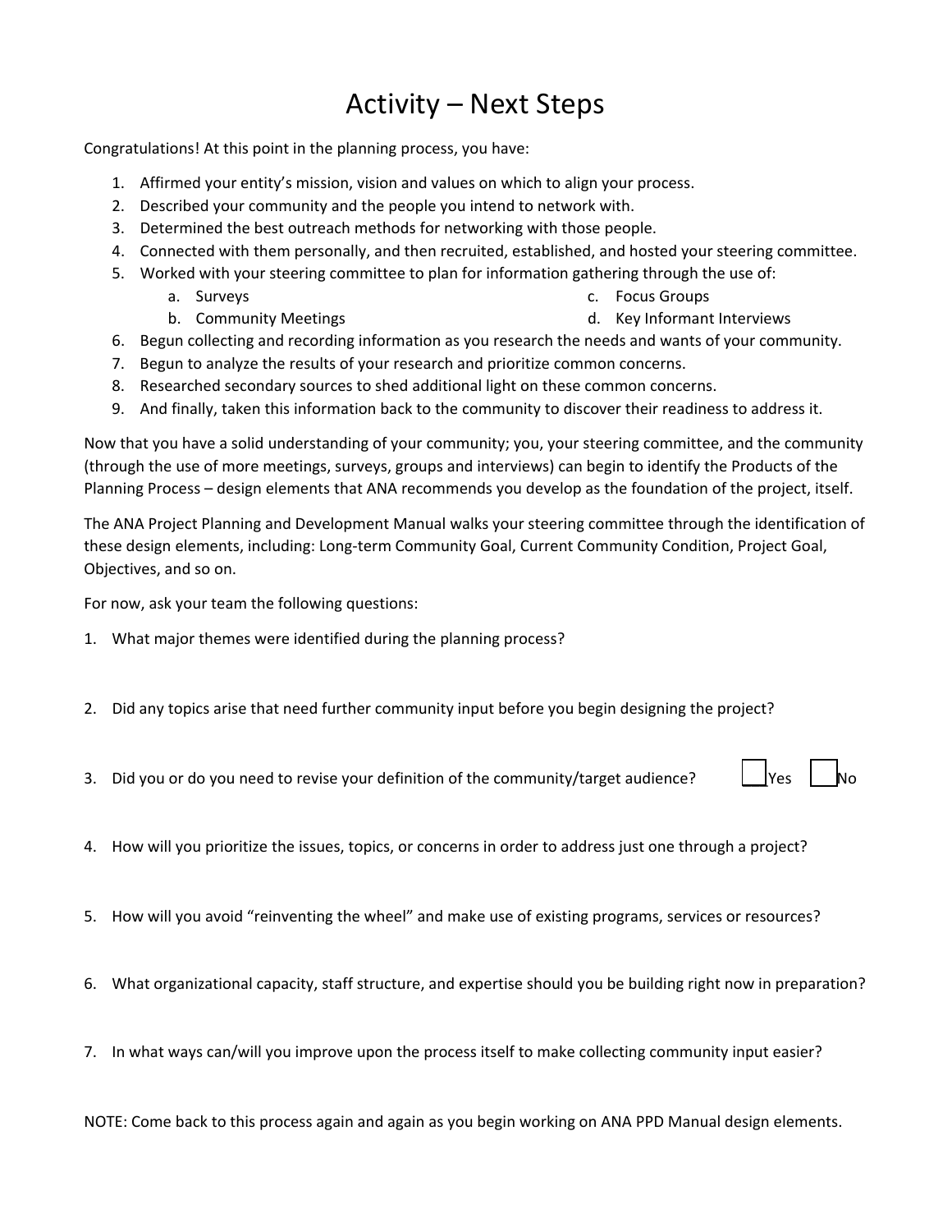# Activity – Next Steps

Congratulations! At this point in the planning process, you have:

1. Affirmed your entity's mission, vision and values on which to align your process.
2. Described your community and the people you intend to network with.
3. Determined the best outreach methods for networking with those people.
4. Connected with them personally, and then recruited, established, and hosted your steering committee.
5. Worked with your steering committee to plan for information gathering through the use of:
   a. Surveys
   b. Community Meetings
   c. Focus Groups
   d. Key Informant Interviews
6. Begun collecting and recording information as you research the needs and wants of your community.
7. Begun to analyze the results of your research and prioritize common concerns.
8. Researched secondary sources to shed additional light on these common concerns.
9. And finally, taken this information back to the community to discover their readiness to address it.

Now that you have a solid understanding of your community; you, your steering committee, and the community (through the use of more meetings, surveys, groups and interviews) can begin to identify the Products of the Planning Process – design elements that ANA recommends you develop as the foundation of the project, itself.

The ANA Project Planning and Development Manual walks your steering committee through the identification of these design elements, including: Long-term Community Goal, Current Community Condition, Project Goal, Objectives, and so on.

For now, ask your team the following questions:

1. What major themes were identified during the planning process?

2. Did any topics arise that need further community input before you begin designing the project?

3. Did you or do you need to revise your definition of the community/target audience? ☐ Yes ☐ No

4. How will you prioritize the issues, topics, or concerns in order to address just one through a project?

5. How will you avoid "reinventing the wheel" and make use of existing programs, services or resources?

6. What organizational capacity, staff structure, and expertise should you be building right now in preparation?

7. In what ways can/will you improve upon the process itself to make collecting community input easier?

NOTE: Come back to this process again and again as you begin working on ANA PPD Manual design elements.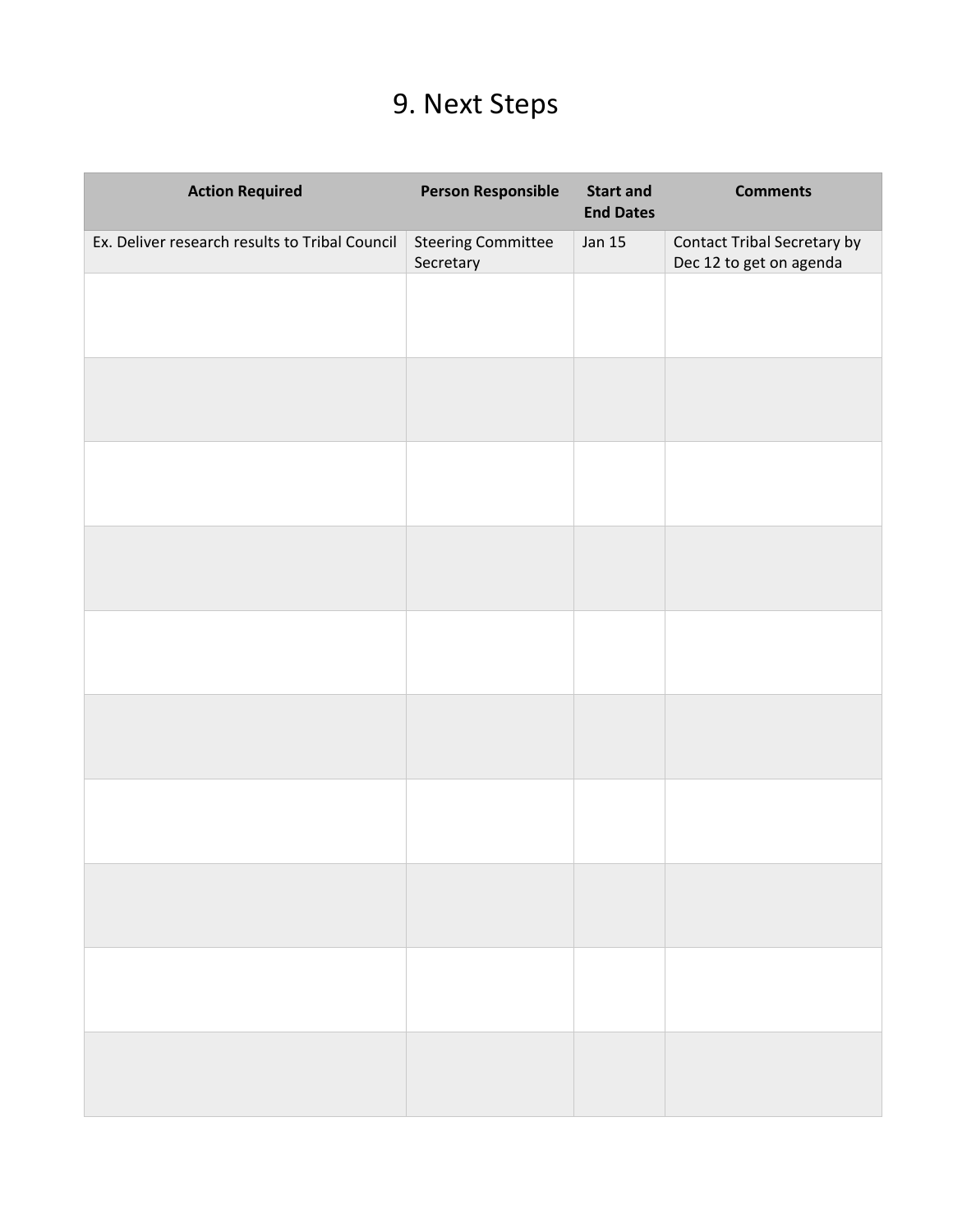# 9. Next Steps

| Action Required | Person Responsible | Start and End Dates | Comments |
|---|---|---|---|
| Ex. Deliver research results to Tribal Council | Steering Committee Secretary | Jan 15 | Contact Tribal Secretary by Dec 12 to get on agenda |
| | | | |
| | | | |
| | | | |
| | | | |
| | | | |
| | | | |
| | | | |
| | | | |
| | | | |
| | | | |